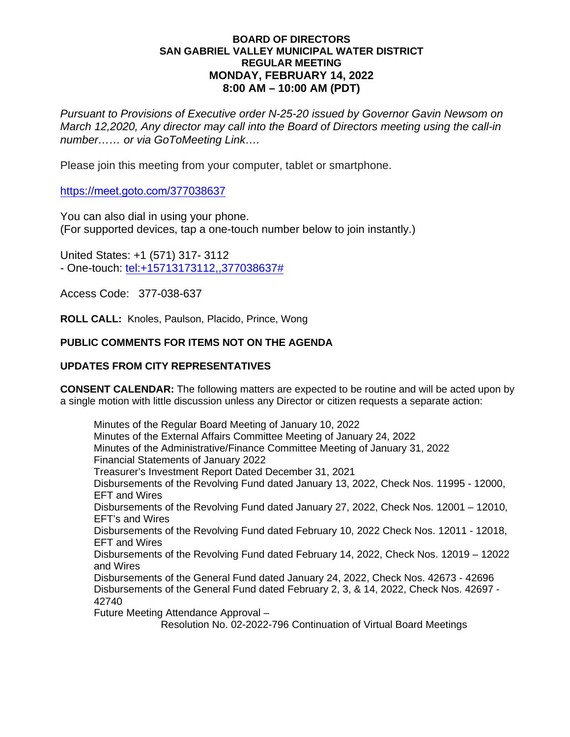**BOARD OF DIRECTORS**
**SAN GABRIEL VALLEY MUNICIPAL WATER DISTRICT**
**REGULAR MEETING**
**MONDAY, FEBRUARY 14, 2022**
**8:00 AM – 10:00 AM (PDT)**

*Pursuant to Provisions of Executive order N-25-20 issued by Governor Gavin Newsom on March 12,2020, Any director may call into the Board of Directors meeting using the call-in number…… or via GoToMeeting Link….*

Please join this meeting from your computer, tablet or smartphone.

https://meet.goto.com/377038637

You can also dial in using your phone.
(For supported devices, tap a one-touch number below to join instantly.)

United States: +1 (571) 317- 3112
- One-touch: tel:+15713173112,,377038637#

Access Code: 377-038-637

**ROLL CALL:** Knoles, Paulson, Placido, Prince, Wong

**PUBLIC COMMENTS FOR ITEMS NOT ON THE AGENDA**

**UPDATES FROM CITY REPRESENTATIVES**

**CONSENT CALENDAR:** The following matters are expected to be routine and will be acted upon by a single motion with little discussion unless any Director or citizen requests a separate action:

Minutes of the Regular Board Meeting of January 10, 2022
Minutes of the External Affairs Committee Meeting of January 24, 2022
Minutes of the Administrative/Finance Committee Meeting of January 31, 2022
Financial Statements of January 2022
Treasurer's Investment Report Dated December 31, 2021
Disbursements of the Revolving Fund dated January 13, 2022, Check Nos. 11995 - 12000, EFT and Wires
Disbursements of the Revolving Fund dated January 27, 2022, Check Nos. 12001 – 12010, EFT's and Wires
Disbursements of the Revolving Fund dated February 10, 2022 Check Nos. 12011 - 12018, EFT and Wires
Disbursements of the Revolving Fund dated February 14, 2022, Check Nos. 12019 – 12022 and Wires
Disbursements of the General Fund dated January 24, 2022, Check Nos. 42673 - 42696
Disbursements of the General Fund dated February 2, 3, & 14, 2022, Check Nos. 42697 - 42740
Future Meeting Attendance Approval –
Resolution No. 02-2022-796 Continuation of Virtual Board Meetings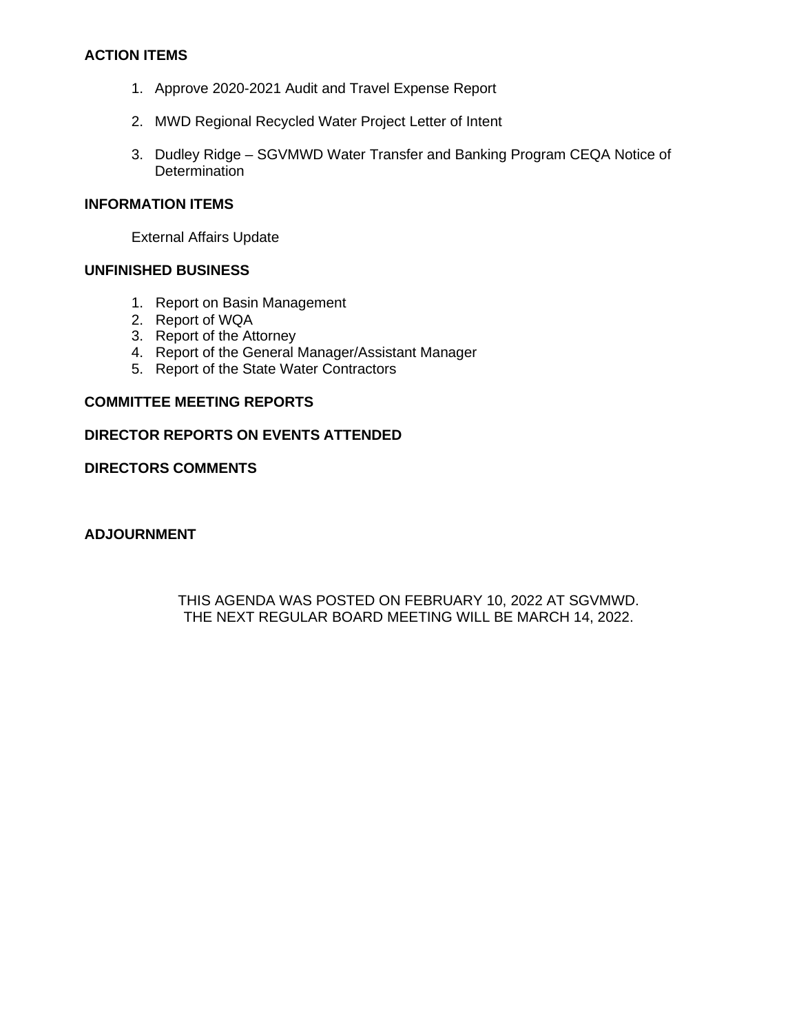**ACTION ITEMS**

1. Approve 2020-2021 Audit and Travel Expense Report

2. MWD Regional Recycled Water Project Letter of Intent

3. Dudley Ridge – SGVMWD Water Transfer and Banking Program CEQA Notice of Determination

**INFORMATION ITEMS**

External Affairs Update

**UNFINISHED BUSINESS**

1. Report on Basin Management
2. Report of WQA
3. Report of the Attorney
4. Report of the General Manager/Assistant Manager
5. Report of the State Water Contractors

**COMMITTEE MEETING REPORTS**

**DIRECTOR REPORTS ON EVENTS ATTENDED**

**DIRECTORS COMMENTS**

**ADJOURNMENT**

THIS AGENDA WAS POSTED ON FEBRUARY 10, 2022 AT SGVMWD.
THE NEXT REGULAR BOARD MEETING WILL BE MARCH 14, 2022.